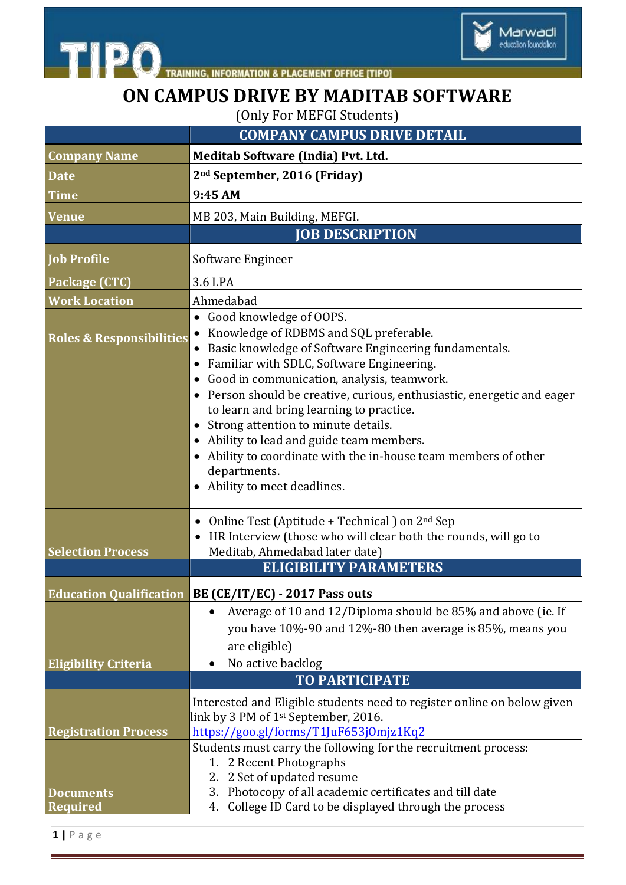TIPO — TRAINING, INFORMATION & PLACEMENT OFFICE [TIPO]

Marwadi education foundation

# ON CAMPUS DRIVE BY MADITAB SOFTWARE

(Only For MEFGI Students)

| | COMPANY CAMPUS DRIVE DETAIL |
|---|---|
| Company Name | **Meditab Software (India) Pvt. Ltd.** |
| Date | **2nd September, 2016 (Friday)** |
| Time | **9:45 AM** |
| Venue | MB 203, Main Building, MEFGI. |
| | **JOB DESCRIPTION** |
| Job Profile | Software Engineer |
| Package (CTC) | 3.6 LPA |
| Work Location | Ahmedabad |
| Roles & Responsibilities | • Good knowledge of OOPS.<br>• Knowledge of RDBMS and SQL preferable.<br>• Basic knowledge of Software Engineering fundamentals.<br>• Familiar with SDLC, Software Engineering.<br>• Good in communication, analysis, teamwork.<br>• Person should be creative, curious, enthusiastic, energetic and eager to learn and bring learning to practice.<br>• Strong attention to minute details.<br>• Ability to lead and guide team members.<br>• Ability to coordinate with the in-house team members of other departments.<br>• Ability to meet deadlines. |
| Selection Process | • Online Test (Aptitude + Technical ) on 2nd Sep<br>• HR Interview (those who will clear both the rounds, will go to Meditab, Ahmedabad later date) |
| | **ELIGIBILITY PARAMETERS** |
| Education Qualification | **BE (CE/IT/EC) - 2017 Pass outs** |
| Eligibility Criteria | • Average of 10 and 12/Diploma should be 85% and above (ie. If you have 10%-90 and 12%-80 then average is 85%, means you are eligible)<br>• No active backlog |
| | **TO PARTICIPATE** |
| Registration Process | Interested and Eligible students need to register online on below given link by 3 PM of 1st September, 2016.<br>https://goo.gl/forms/T1JuF653jOmjz1Kq2 |
| Documents Required | Students must carry the following for the recruitment process:<br>1. 2 Recent Photographs<br>2. 2 Set of updated resume<br>3. Photocopy of all academic certificates and till date<br>4. College ID Card to be displayed through the process |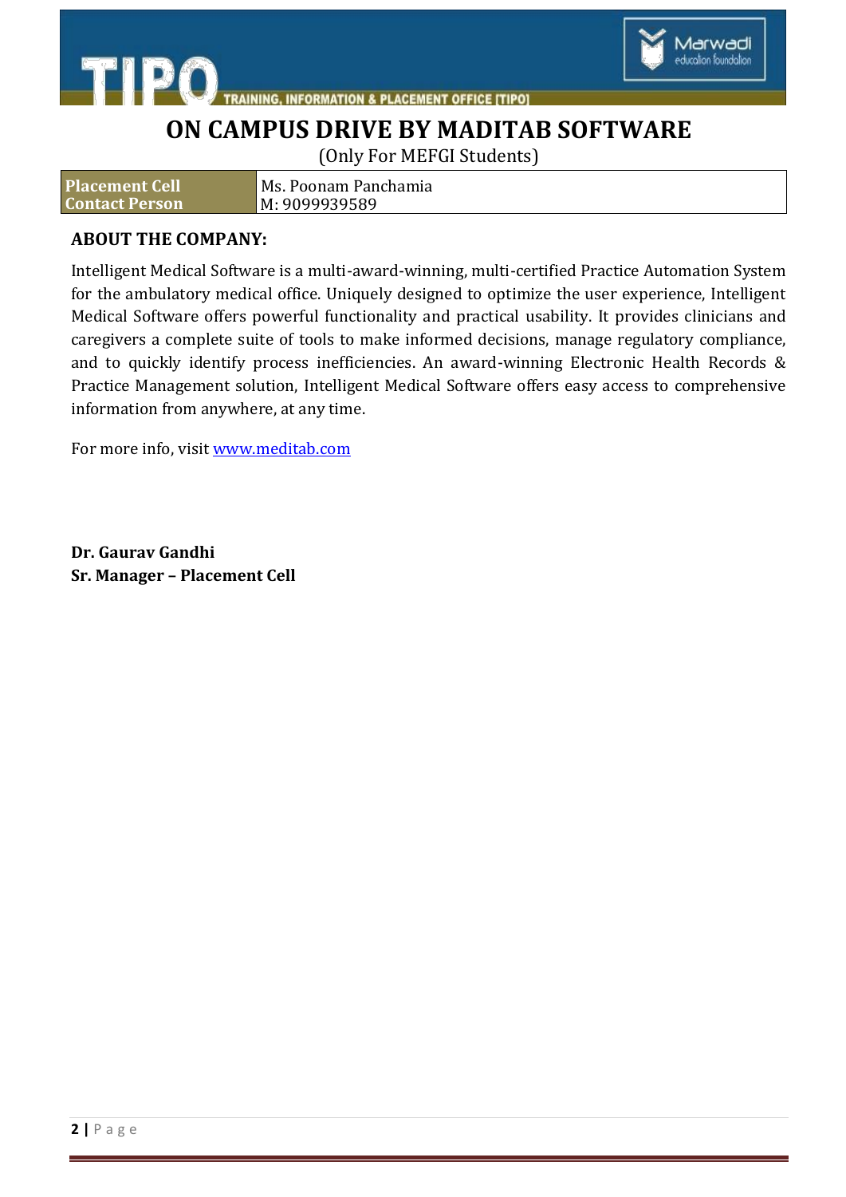# ON CAMPUS DRIVE BY MADITAB SOFTWARE

(Only For MEFGI Students)

| | |
|---|---|
| **Placement Cell Contact Person** | Ms. Poonam Panchamia<br>M: 9099939589 |

**ABOUT THE COMPANY:**

Intelligent Medical Software is a multi-award-winning, multi-certified Practice Automation System for the ambulatory medical office. Uniquely designed to optimize the user experience, Intelligent Medical Software offers powerful functionality and practical usability. It provides clinicians and caregivers a complete suite of tools to make informed decisions, manage regulatory compliance, and to quickly identify process inefficiencies. An award-winning Electronic Health Records & Practice Management solution, Intelligent Medical Software offers easy access to comprehensive information from anywhere, at any time.

For more info, visit [www.meditab.com](http://www.meditab.com)

**Dr. Gaurav Gandhi**
**Sr. Manager – Placement Cell**